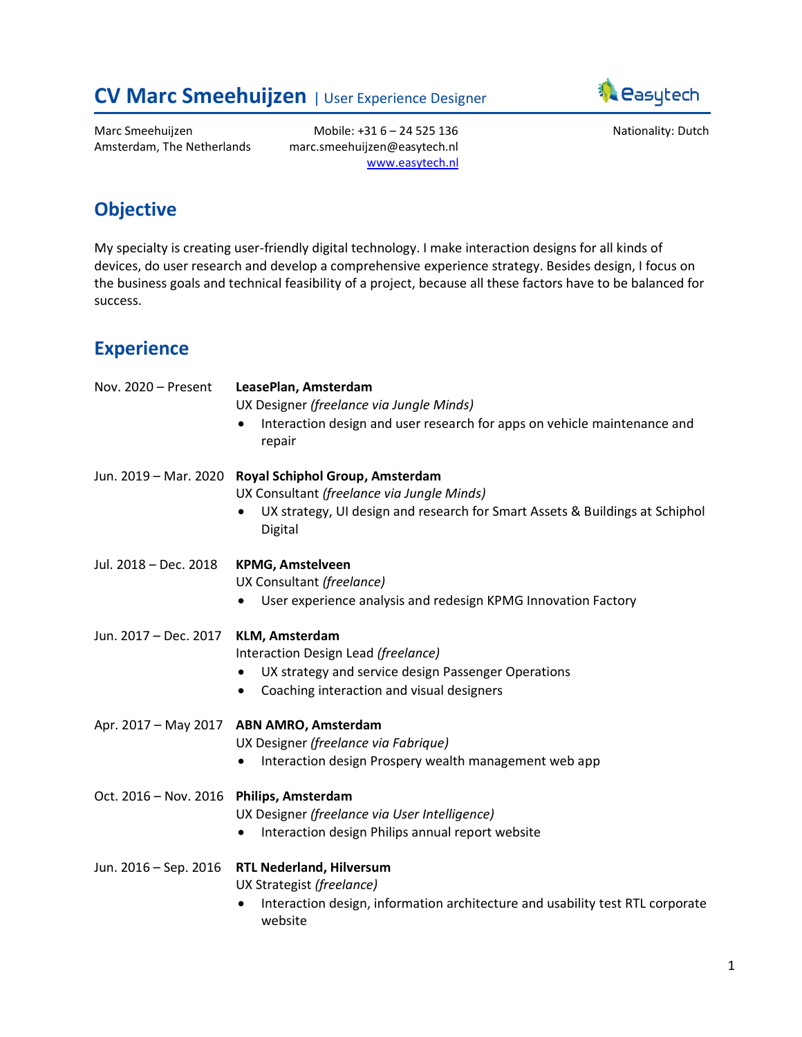# CV Marc Smeehuijzen | User Experience Designer

Marc Smeehuijzen
Amsterdam, The Netherlands

Mobile: +31 6 – 24 525 136
marc.smeehuijzen@easytech.nl
[www.easytech.nl](http://www.easytech.nl)

Nationality: Dutch

## Objective

My specialty is creating user-friendly digital technology. I make interaction designs for all kinds of devices, do user research and develop a comprehensive experience strategy. Besides design, I focus on the business goals and technical feasibility of a project, because all these factors have to be balanced for success.

## Experience

**Nov. 2020 – Present** — **LeasePlan, Amsterdam**
UX Designer *(freelance via Jungle Minds)*
- Interaction design and user research for apps on vehicle maintenance and repair

**Jun. 2019 – Mar. 2020** — **Royal Schiphol Group, Amsterdam**
UX Consultant *(freelance via Jungle Minds)*
- UX strategy, UI design and research for Smart Assets & Buildings at Schiphol Digital

**Jul. 2018 – Dec. 2018** — **KPMG, Amstelveen**
UX Consultant *(freelance)*
- User experience analysis and redesign KPMG Innovation Factory

**Jun. 2017 – Dec. 2017** — **KLM, Amsterdam**
Interaction Design Lead *(freelance)*
- UX strategy and service design Passenger Operations
- Coaching interaction and visual designers

**Apr. 2017 – May 2017** — **ABN AMRO, Amsterdam**
UX Designer *(freelance via Fabrique)*
- Interaction design Prospery wealth management web app

**Oct. 2016 – Nov. 2016** — **Philips, Amsterdam**
UX Designer *(freelance via User Intelligence)*
- Interaction design Philips annual report website

**Jun. 2016 – Sep. 2016** — **RTL Nederland, Hilversum**
UX Strategist *(freelance)*
- Interaction design, information architecture and usability test RTL corporate website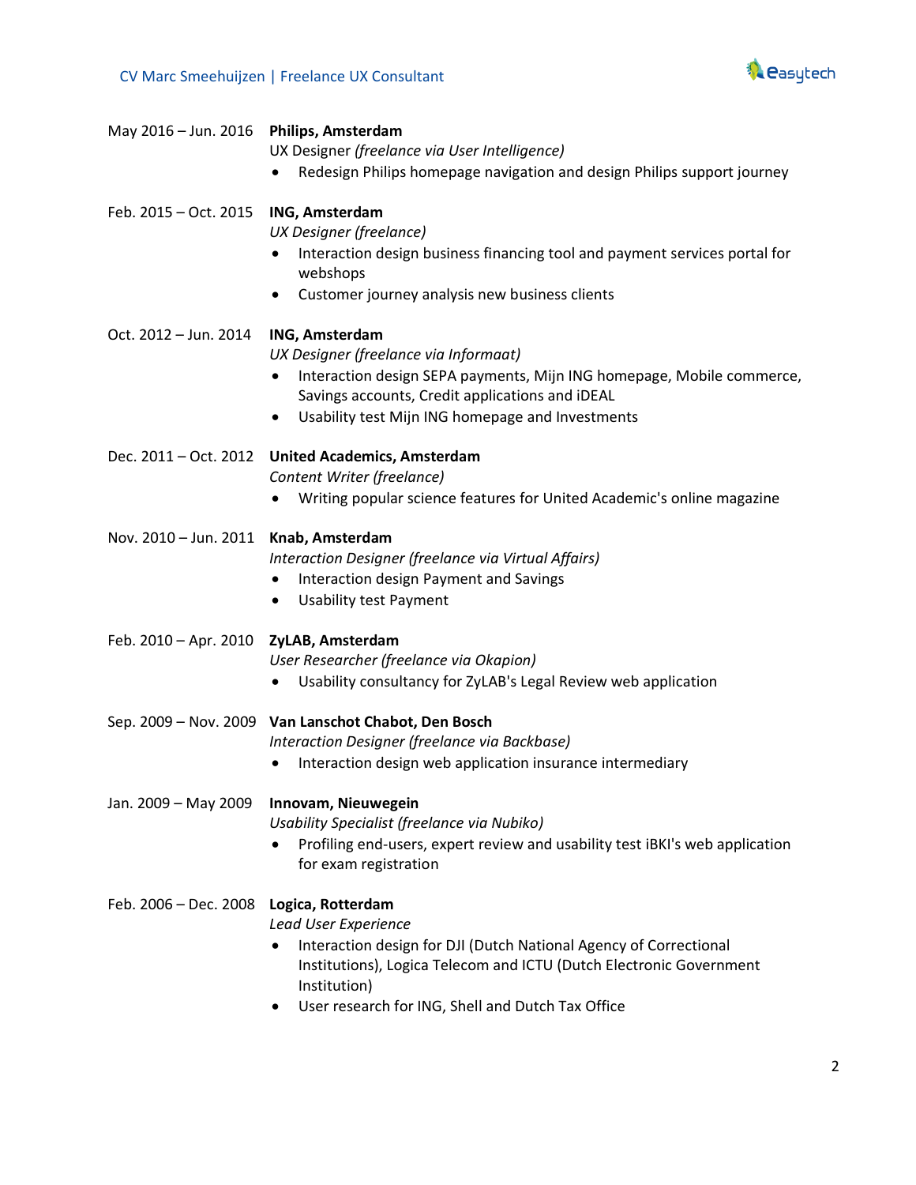May 2016 – Jun. 2016 **Philips, Amsterdam**
UX Designer *(freelance via User Intelligence)*

- Redesign Philips homepage navigation and design Philips support journey

Feb. 2015 – Oct. 2015 **ING, Amsterdam**
*UX Designer (freelance)*

- Interaction design business financing tool and payment services portal for webshops
- Customer journey analysis new business clients

Oct. 2012 – Jun. 2014 **ING, Amsterdam**
*UX Designer (freelance via Informaat)*

- Interaction design SEPA payments, Mijn ING homepage, Mobile commerce, Savings accounts, Credit applications and iDEAL
- Usability test Mijn ING homepage and Investments

Dec. 2011 – Oct. 2012 **United Academics, Amsterdam**
*Content Writer (freelance)*

- Writing popular science features for United Academic's online magazine

Nov. 2010 – Jun. 2011 **Knab, Amsterdam**
*Interaction Designer (freelance via Virtual Affairs)*

- Interaction design Payment and Savings
- Usability test Payment

Feb. 2010 – Apr. 2010 **ZyLAB, Amsterdam**
*User Researcher (freelance via Okapion)*

- Usability consultancy for ZyLAB's Legal Review web application

Sep. 2009 – Nov. 2009 **Van Lanschot Chabot, Den Bosch**
*Interaction Designer (freelance via Backbase)*

- Interaction design web application insurance intermediary

Jan. 2009 – May 2009 **Innovam, Nieuwegein**
*Usability Specialist (freelance via Nubiko)*

- Profiling end-users, expert review and usability test iBKI's web application for exam registration

Feb. 2006 – Dec. 2008 **Logica, Rotterdam**
*Lead User Experience*

- Interaction design for DJI (Dutch National Agency of Correctional Institutions), Logica Telecom and ICTU (Dutch Electronic Government Institution)
- User research for ING, Shell and Dutch Tax Office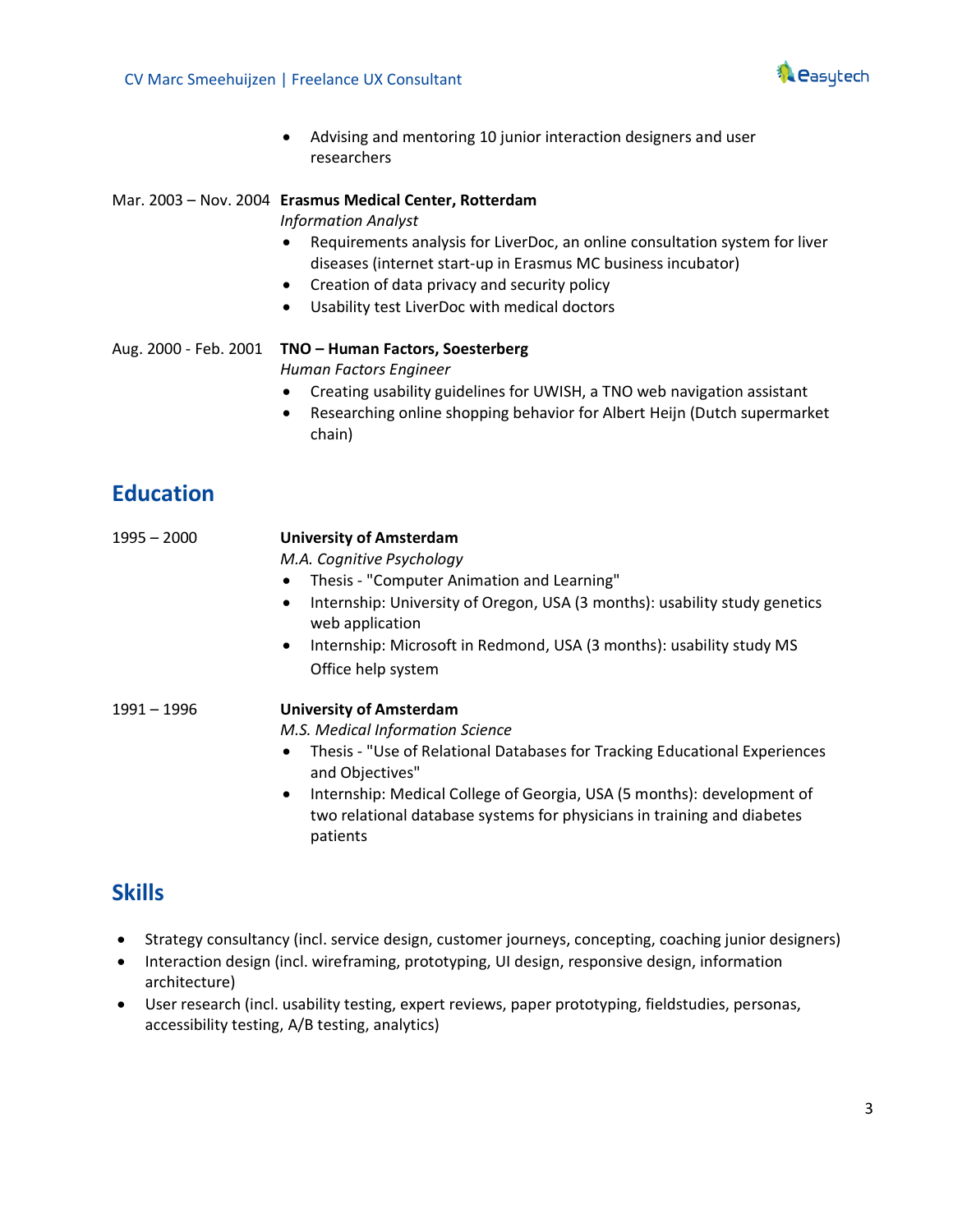- Advising and mentoring 10 junior interaction designers and user researchers

Mar. 2003 – Nov. 2004 **Erasmus Medical Center, Rotterdam**
*Information Analyst*

- Requirements analysis for LiverDoc, an online consultation system for liver diseases (internet start-up in Erasmus MC business incubator)
- Creation of data privacy and security policy
- Usability test LiverDoc with medical doctors

Aug. 2000 - Feb. 2001 **TNO – Human Factors, Soesterberg**
*Human Factors Engineer*

- Creating usability guidelines for UWISH, a TNO web navigation assistant
- Researching online shopping behavior for Albert Heijn (Dutch supermarket chain)

## Education

1995 – 2000 **University of Amsterdam**
*M.A. Cognitive Psychology*

- Thesis - "Computer Animation and Learning"
- Internship: University of Oregon, USA (3 months): usability study genetics web application
- Internship: Microsoft in Redmond, USA (3 months): usability study MS Office help system

1991 – 1996 **University of Amsterdam**
*M.S. Medical Information Science*

- Thesis - "Use of Relational Databases for Tracking Educational Experiences and Objectives"
- Internship: Medical College of Georgia, USA (5 months): development of two relational database systems for physicians in training and diabetes patients

## Skills

- Strategy consultancy (incl. service design, customer journeys, concepting, coaching junior designers)
- Interaction design (incl. wireframing, prototyping, UI design, responsive design, information architecture)
- User research (incl. usability testing, expert reviews, paper prototyping, fieldstudies, personas, accessibility testing, A/B testing, analytics)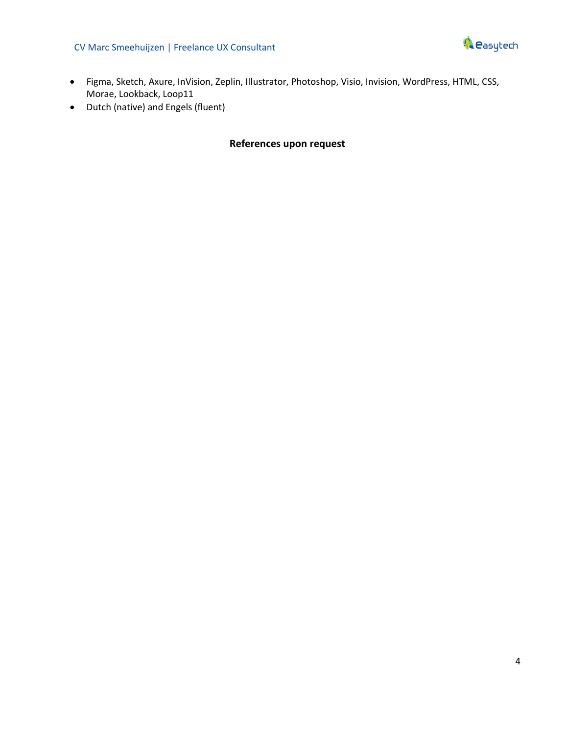- Figma, Sketch, Axure, InVision, Zeplin, Illustrator, Photoshop, Visio, Invision, WordPress, HTML, CSS, Morae, Lookback, Loop11
- Dutch (native) and Engels (fluent)

**References upon request**